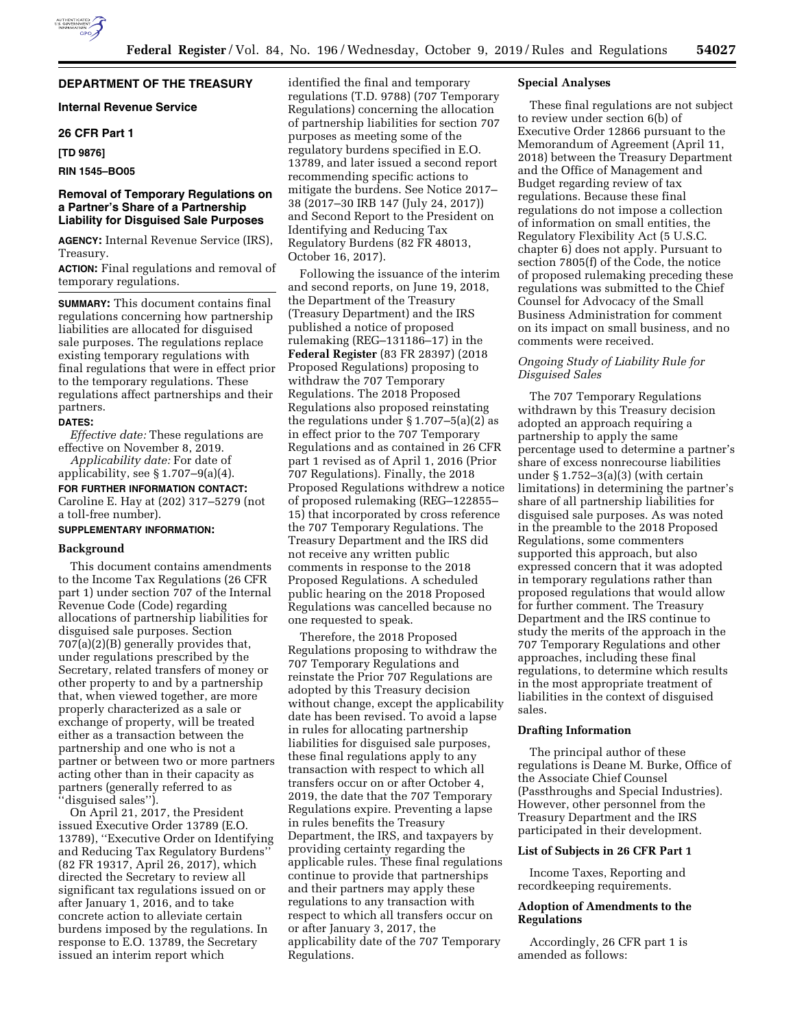## DEPARTMENT OF THE TREASURY

### Internal Revenue Service

### 26 CFR Part 1

**[TD 9876]**

**RIN 1545–BO05**

## Removal of Temporary Regulations on a Partner's Share of a Partnership Liability for Disguised Sale Purposes

**AGENCY:** Internal Revenue Service (IRS), Treasury.

**ACTION:** Final regulations and removal of temporary regulations.

**SUMMARY:** This document contains final regulations concerning how partnership liabilities are allocated for disguised sale purposes. The regulations replace existing temporary regulations with final regulations that were in effect prior to the temporary regulations. These regulations affect partnerships and their partners.

**DATES:**

*Effective date:* These regulations are effective on November 8, 2019.

*Applicability date:* For date of applicability, see § 1.707–9(a)(4).

**FOR FURTHER INFORMATION CONTACT:** Caroline E. Hay at (202) 317–5279 (not a toll-free number).

**SUPPLEMENTARY INFORMATION:**

### Background

This document contains amendments to the Income Tax Regulations (26 CFR part 1) under section 707 of the Internal Revenue Code (Code) regarding allocations of partnership liabilities for disguised sale purposes. Section 707(a)(2)(B) generally provides that, under regulations prescribed by the Secretary, related transfers of money or other property to and by a partnership that, when viewed together, are more properly characterized as a sale or exchange of property, will be treated either as a transaction between the partnership and one who is not a partner or between two or more partners acting other than in their capacity as partners (generally referred to as ''disguised sales'').

On April 21, 2017, the President issued Executive Order 13789 (E.O. 13789), ''Executive Order on Identifying and Reducing Tax Regulatory Burdens'' (82 FR 19317, April 26, 2017), which directed the Secretary to review all significant tax regulations issued on or after January 1, 2016, and to take concrete action to alleviate certain burdens imposed by the regulations. In response to E.O. 13789, the Secretary issued an interim report which identified the final and temporary regulations (T.D. 9788) (707 Temporary Regulations) concerning the allocation of partnership liabilities for section 707 purposes as meeting some of the regulatory burdens specified in E.O. 13789, and later issued a second report recommending specific actions to mitigate the burdens. See Notice 2017–38 (2017–30 IRB 147 (July 24, 2017)) and Second Report to the President on Identifying and Reducing Tax Regulatory Burdens (82 FR 48013, October 16, 2017).

Following the issuance of the interim and second reports, on June 19, 2018, the Department of the Treasury (Treasury Department) and the IRS published a notice of proposed rulemaking (REG–131186–17) in the **Federal Register** (83 FR 28397) (2018 Proposed Regulations) proposing to withdraw the 707 Temporary Regulations. The 2018 Proposed Regulations also proposed reinstating the regulations under § 1.707–5(a)(2) as in effect prior to the 707 Temporary Regulations and as contained in 26 CFR part 1 revised as of April 1, 2016 (Prior 707 Regulations). Finally, the 2018 Proposed Regulations withdrew a notice of proposed rulemaking (REG–122855–15) that incorporated by cross reference the 707 Temporary Regulations. The Treasury Department and the IRS did not receive any written public comments in response to the 2018 Proposed Regulations. A scheduled public hearing on the 2018 Proposed Regulations was cancelled because no one requested to speak.

Therefore, the 2018 Proposed Regulations proposing to withdraw the 707 Temporary Regulations and reinstate the Prior 707 Regulations are adopted by this Treasury decision without change, except the applicability date has been revised. To avoid a lapse in rules for allocating partnership liabilities for disguised sale purposes, these final regulations apply to any transaction with respect to which all transfers occur on or after October 4, 2019, the date that the 707 Temporary Regulations expire. Preventing a lapse in rules benefits the Treasury Department, the IRS, and taxpayers by providing certainty regarding the applicable rules. These final regulations continue to provide that partnerships and their partners may apply these regulations to any transaction with respect to which all transfers occur on or after January 3, 2017, the applicability date of the 707 Temporary Regulations.

### Special Analyses

These final regulations are not subject to review under section 6(b) of Executive Order 12866 pursuant to the Memorandum of Agreement (April 11, 2018) between the Treasury Department and the Office of Management and Budget regarding review of tax regulations. Because these final regulations do not impose a collection of information on small entities, the Regulatory Flexibility Act (5 U.S.C. chapter 6) does not apply. Pursuant to section 7805(f) of the Code, the notice of proposed rulemaking preceding these regulations was submitted to the Chief Counsel for Advocacy of the Small Business Administration for comment on its impact on small business, and no comments were received.

#### *Ongoing Study of Liability Rule for Disguised Sales*

The 707 Temporary Regulations withdrawn by this Treasury decision adopted an approach requiring a partnership to apply the same percentage used to determine a partner's share of excess nonrecourse liabilities under § 1.752–3(a)(3) (with certain limitations) in determining the partner's share of all partnership liabilities for disguised sale purposes. As was noted in the preamble to the 2018 Proposed Regulations, some commenters supported this approach, but also expressed concern that it was adopted in temporary regulations rather than proposed regulations that would allow for further comment. The Treasury Department and the IRS continue to study the merits of the approach in the 707 Temporary Regulations and other approaches, including these final regulations, to determine which results in the most appropriate treatment of liabilities in the context of disguised sales.

### Drafting Information

The principal author of these regulations is Deane M. Burke, Office of the Associate Chief Counsel (Passthroughs and Special Industries). However, other personnel from the Treasury Department and the IRS participated in their development.

### List of Subjects in 26 CFR Part 1

Income Taxes, Reporting and recordkeeping requirements.

### Adoption of Amendments to the Regulations

Accordingly, 26 CFR part 1 is amended as follows: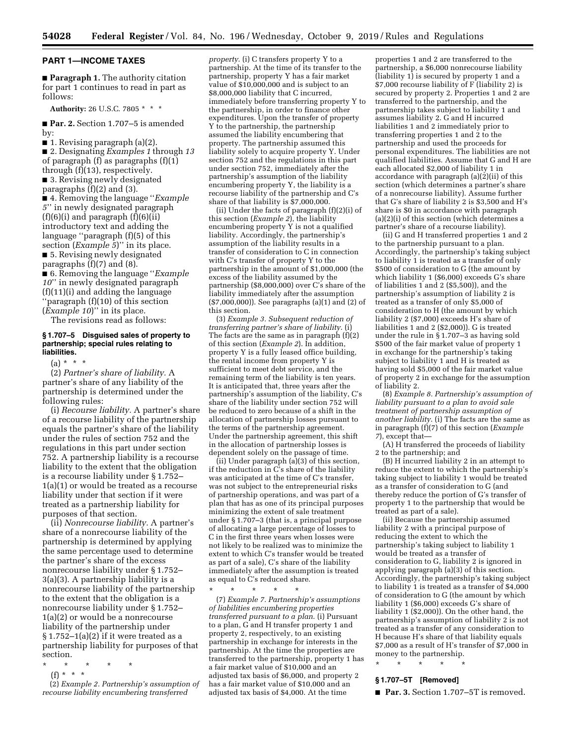## PART 1—INCOME TAXES

■ **Paragraph 1.** The authority citation for part 1 continues to read in part as follows:

**Authority:** 26 U.S.C. 7805 * * *

■ **Par. 2.** Section 1.707–5 is amended by:

■ 1. Revising paragraph (a)(2).

■ 2. Designating *Examples 1* through *13* of paragraph (f) as paragraphs (f)(1) through (f)(13), respectively.

■ 3. Revising newly designated paragraphs (f)(2) and (3).

■ 4. Removing the language "*Example 5*" in newly designated paragraph (f)(6)(i) and paragraph (f)(6)(ii) introductory text and adding the language "paragraph (f)(5) of this section (*Example 5*)" in its place.

■ 5. Revising newly designated paragraphs (f)(7) and (8).

■ 6. Removing the language "*Example 10*" in newly designated paragraph (f)(11)(i) and adding the language "paragraph (f)(10) of this section (*Example 10*)" in its place.

The revisions read as follows:

### § 1.707–5 Disguised sales of property to partnership; special rules relating to liabilities.

(a) * * *

(2) *Partner's share of liability.* A partner's share of any liability of the partnership is determined under the following rules:

(i) *Recourse liability.* A partner's share of a recourse liability of the partnership equals the partner's share of the liability under the rules of section 752 and the regulations in this part under section 752. A partnership liability is a recourse liability to the extent that the obligation is a recourse liability under § 1.752–1(a)(1) or would be treated as a recourse liability under that section if it were treated as a partnership liability for purposes of that section.

(ii) *Nonrecourse liability.* A partner's share of a nonrecourse liability of the partnership is determined by applying the same percentage used to determine the partner's share of the excess nonrecourse liability under § 1.752–3(a)(3). A partnership liability is a nonrecourse liability of the partnership to the extent that the obligation is a nonrecourse liability under § 1.752–1(a)(2) or would be a nonrecourse liability of the partnership under § 1.752–1(a)(2) if it were treated as a partnership liability for purposes of that section.

\* \* \* \* \*

(f) * * *

(2) *Example 2. Partnership's assumption of recourse liability encumbering transferred property.* (i) C transfers property Y to a partnership. At the time of its transfer to the partnership, property Y has a fair market value of $10,000,000 and is subject to an $8,000,000 liability that C incurred, immediately before transferring property Y to the partnership, in order to finance other expenditures. Upon the transfer of property Y to the partnership, the partnership assumed the liability encumbering that property. The partnership assumed this liability solely to acquire property Y. Under section 752 and the regulations in this part under section 752, immediately after the partnership's assumption of the liability encumbering property Y, the liability is a recourse liability of the partnership and C's share of that liability is $7,000,000.

(ii) Under the facts of paragraph (f)(2)(i) of this section (*Example 2*), the liability encumbering property Y is not a qualified liability. Accordingly, the partnership's assumption of the liability results in a transfer of consideration to C in connection with C's transfer of property Y to the partnership in the amount of $1,000,000 (the excess of the liability assumed by the partnership ($8,000,000) over C's share of the liability immediately after the assumption ($7,000,000)). See paragraphs (a)(1) and (2) of this section.

(3) *Example 3. Subsequent reduction of transferring partner's share of liability.* (i) The facts are the same as in paragraph (f)(2) of this section (*Example 2*). In addition, property Y is a fully leased office building, the rental income from property Y is sufficient to meet debt service, and the remaining term of the liability is ten years. It is anticipated that, three years after the partnership's assumption of the liability, C's share of the liability under section 752 will be reduced to zero because of a shift in the allocation of partnership losses pursuant to the terms of the partnership agreement. Under the partnership agreement, this shift in the allocation of partnership losses is dependent solely on the passage of time.

(ii) Under paragraph (a)(3) of this section, if the reduction in C's share of the liability was anticipated at the time of C's transfer, was not subject to the entrepreneurial risks of partnership operations, and was part of a plan that has as one of its principal purposes minimizing the extent of sale treatment under § 1.707–3 (that is, a principal purpose of allocating a large percentage of losses to C in the first three years when losses were not likely to be realized was to minimize the extent to which C's transfer would be treated as part of a sale), C's share of the liability immediately after the assumption is treated as equal to C's reduced share.

\* \* \* \* \*

(7) *Example 7. Partnership's assumptions of liabilities encumbering properties transferred pursuant to a plan.* (i) Pursuant to a plan, G and H transfer property 1 and property 2, respectively, to an existing partnership in exchange for interests in the partnership. At the time the properties are transferred to the partnership, property 1 has a fair market value of $10,000 and an adjusted tax basis of $6,000, and property 2 has a fair market value of $10,000 and an adjusted tax basis of $4,000. At the time properties 1 and 2 are transferred to the partnership, a $6,000 nonrecourse liability (liability 1) is secured by property 1 and a $7,000 recourse liability of F (liability 2) is secured by property 2. Properties 1 and 2 are transferred to the partnership, and the partnership takes subject to liability 1 and assumes liability 2. G and H incurred liabilities 1 and 2 immediately prior to transferring properties 1 and 2 to the partnership and used the proceeds for personal expenditures. The liabilities are not qualified liabilities. Assume that G and H are each allocated $2,000 of liability 1 in accordance with paragraph (a)(2)(ii) of this section (which determines a partner's share of a nonrecourse liability). Assume further that G's share of liability 2 is $3,500 and H's share is $0 in accordance with paragraph (a)(2)(i) of this section (which determines a partner's share of a recourse liability).

(ii) G and H transferred properties 1 and 2 to the partnership pursuant to a plan. Accordingly, the partnership's taking subject to liability 1 is treated as a transfer of only $500 of consideration to G (the amount by which liability 1 ($6,000) exceeds G's share of liabilities 1 and 2 ($5,500)), and the partnership's assumption of liability 2 is treated as a transfer of only $5,000 of consideration to H (the amount by which liability 2 ($7,000) exceeds H's share of liabilities 1 and 2 ($2,000)). G is treated under the rule in § 1.707–3 as having sold $500 of the fair market value of property 1 in exchange for the partnership's taking subject to liability 1 and H is treated as having sold $5,000 of the fair market value of property 2 in exchange for the assumption of liability 2.

(8) *Example 8. Partnership's assumption of liability pursuant to a plan to avoid sale treatment of partnership assumption of another liability.* (i) The facts are the same as in paragraph (f)(7) of this section (*Example 7*), except that—

(A) H transferred the proceeds of liability 2 to the partnership; and

(B) H incurred liability 2 in an attempt to reduce the extent to which the partnership's taking subject to liability 1 would be treated as a transfer of consideration to G (and thereby reduce the portion of G's transfer of property 1 to the partnership that would be treated as part of a sale).

(ii) Because the partnership assumed liability 2 with a principal purpose of reducing the extent to which the partnership's taking subject to liability 1 would be treated as a transfer of consideration to G, liability 2 is ignored in applying paragraph (a)(3) of this section. Accordingly, the partnership's taking subject to liability 1 is treated as a transfer of $4,000 of consideration to G (the amount by which liability 1 ($6,000) exceeds G's share of liability 1 ($2,000)). On the other hand, the partnership's assumption of liability 2 is not treated as a transfer of any consideration to H because H's share of that liability equals $7,000 as a result of H's transfer of $7,000 in money to the partnership.

\* \* \* \* \*

### § 1.707–5T [Removed]

■ **Par. 3.** Section 1.707–5T is removed.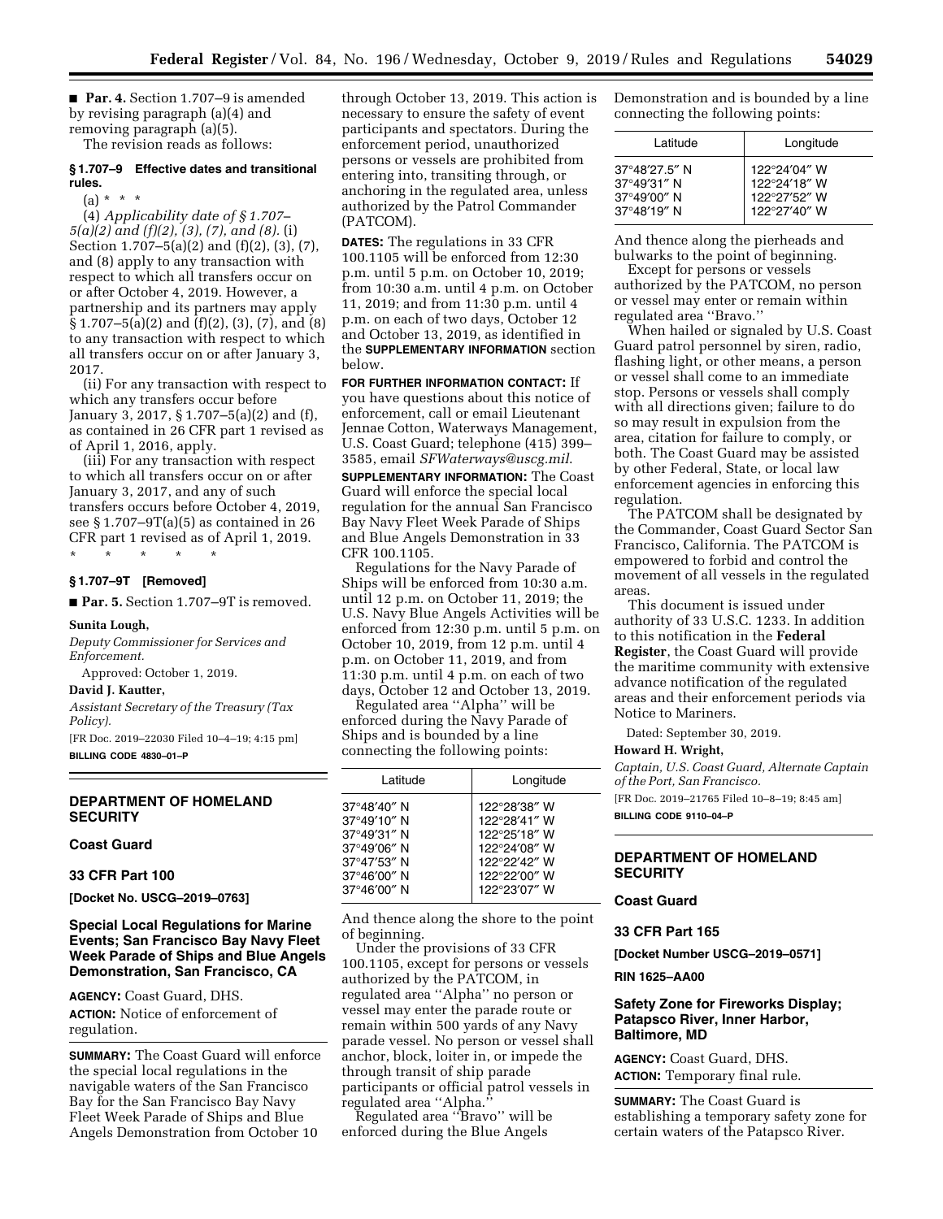■ **Par. 4.** Section 1.707–9 is amended by revising paragraph (a)(4) and removing paragraph (a)(5).

The revision reads as follows:

**§ 1.707–9 Effective dates and transitional rules.**

(a) * * *

(4) *Applicability date of § 1.707–5(a)(2) and (f)(2), (3), (7), and (8).* (i) Section 1.707–5(a)(2) and (f)(2), (3), (7), and (8) apply to any transaction with respect to which all transfers occur on or after October 4, 2019. However, a partnership and its partners may apply § 1.707–5(a)(2) and (f)(2), (3), (7), and (8) to any transaction with respect to which all transfers occur on or after January 3, 2017.

(ii) For any transaction with respect to which any transfers occur before January 3, 2017, § 1.707–5(a)(2) and (f), as contained in 26 CFR part 1 revised as of April 1, 2016, apply.

(iii) For any transaction with respect to which all transfers occur on or after January 3, 2017, and any of such transfers occurs before October 4, 2019, see § 1.707–9T(a)(5) as contained in 26 CFR part 1 revised as of April 1, 2019.

\* \* \* \* \*

**§ 1.707–9T [Removed]**

■ **Par. 5.** Section 1.707–9T is removed.

**Sunita Lough,**

*Deputy Commissioner for Services and Enforcement.*

Approved: October 1, 2019.

**David J. Kautter,**

*Assistant Secretary of the Treasury (Tax Policy).*

[FR Doc. 2019–22030 Filed 10–4–19; 4:15 pm]

**BILLING CODE 4830–01–P**

---

## DEPARTMENT OF HOMELAND SECURITY

### Coast Guard

### 33 CFR Part 100

**[Docket No. USCG–2019–0763]**

### Special Local Regulations for Marine Events; San Francisco Bay Navy Fleet Week Parade of Ships and Blue Angels Demonstration, San Francisco, CA

**AGENCY:** Coast Guard, DHS.

**ACTION:** Notice of enforcement of regulation.

**SUMMARY:** The Coast Guard will enforce the special local regulations in the navigable waters of the San Francisco Bay for the San Francisco Bay Navy Fleet Week Parade of Ships and Blue Angels Demonstration from October 10 through October 13, 2019. This action is necessary to ensure the safety of event participants and spectators. During the enforcement period, unauthorized persons or vessels are prohibited from entering into, transiting through, or anchoring in the regulated area, unless authorized by the Patrol Commander (PATCOM).

**DATES:** The regulations in 33 CFR 100.1105 will be enforced from 12:30 p.m. until 5 p.m. on October 10, 2019; from 10:30 a.m. until 4 p.m. on October 11, 2019; and from 11:30 p.m. until 4 p.m. on each of two days, October 12 and October 13, 2019, as identified in the **SUPPLEMENTARY INFORMATION** section below.

**FOR FURTHER INFORMATION CONTACT:** If you have questions about this notice of enforcement, call or email Lieutenant Jennae Cotton, Waterways Management, U.S. Coast Guard; telephone (415) 399–3585, email *SFWaterways@uscg.mil*.

**SUPPLEMENTARY INFORMATION:** The Coast Guard will enforce the special local regulation for the annual San Francisco Bay Navy Fleet Week Parade of Ships and Blue Angels Demonstration in 33 CFR 100.1105.

Regulations for the Navy Parade of Ships will be enforced from 10:30 a.m. until 12 p.m. on October 11, 2019; the U.S. Navy Blue Angels Activities will be enforced from 12:30 p.m. until 5 p.m. on October 10, 2019, from 12 p.m. until 4 p.m. on October 11, 2019, and from 11:30 p.m. until 4 p.m. on each of two days, October 12 and October 13, 2019.

Regulated area ''Alpha'' will be enforced during the Navy Parade of Ships and is bounded by a line connecting the following points:

| Latitude | Longitude |
|---|---|
| 37°48′40″ N | 122°28′38″ W |
| 37°49′10″ N | 122°28′41″ W |
| 37°49′31″ N | 122°25′18″ W |
| 37°49′06″ N | 122°24′08″ W |
| 37°47′53″ N | 122°22′42″ W |
| 37°46′00″ N | 122°22′00″ W |
| 37°46′00″ N | 122°23′07″ W |

And thence along the shore to the point of beginning.

Under the provisions of 33 CFR 100.1105, except for persons or vessels authorized by the PATCOM, in regulated area ''Alpha'' no person or vessel may enter the parade route or remain within 500 yards of any Navy parade vessel. No person or vessel shall anchor, block, loiter in, or impede the through transit of ship parade participants or official patrol vessels in regulated area ''Alpha.''

Regulated area ''Bravo'' will be enforced during the Blue Angels Demonstration and is bounded by a line connecting the following points:

| Latitude | Longitude |
|---|---|
| 37°48′27.5″ N | 122°24′04″ W |
| 37°49′31″ N | 122°24′18″ W |
| 37°49′00″ N | 122°27′52″ W |
| 37°48′19″ N | 122°27′40″ W |

And thence along the pierheads and bulwarks to the point of beginning.

Except for persons or vessels authorized by the PATCOM, no person or vessel may enter or remain within regulated area ''Bravo.''

When hailed or signaled by U.S. Coast Guard patrol personnel by siren, radio, flashing light, or other means, a person or vessel shall come to an immediate stop. Persons or vessels shall comply with all directions given; failure to do so may result in expulsion from the area, citation for failure to comply, or both. The Coast Guard may be assisted by other Federal, State, or local law enforcement agencies in enforcing this regulation.

The PATCOM shall be designated by the Commander, Coast Guard Sector San Francisco, California. The PATCOM is empowered to forbid and control the movement of all vessels in the regulated areas.

This document is issued under authority of 33 U.S.C. 1233. In addition to this notification in the **Federal Register**, the Coast Guard will provide the maritime community with extensive advance notification of the regulated areas and their enforcement periods via Notice to Mariners.

Dated: September 30, 2019.

**Howard H. Wright,**

*Captain, U.S. Coast Guard, Alternate Captain of the Port, San Francisco.*

[FR Doc. 2019–21765 Filed 10–8–19; 8:45 am]

**BILLING CODE 9110–04–P**

---

## DEPARTMENT OF HOMELAND SECURITY

### Coast Guard

### 33 CFR Part 165

**[Docket Number USCG–2019–0571]**

**RIN 1625–AA00**

### Safety Zone for Fireworks Display; Patapsco River, Inner Harbor, Baltimore, MD

**AGENCY:** Coast Guard, DHS.

**ACTION:** Temporary final rule.

**SUMMARY:** The Coast Guard is establishing a temporary safety zone for certain waters of the Patapsco River.